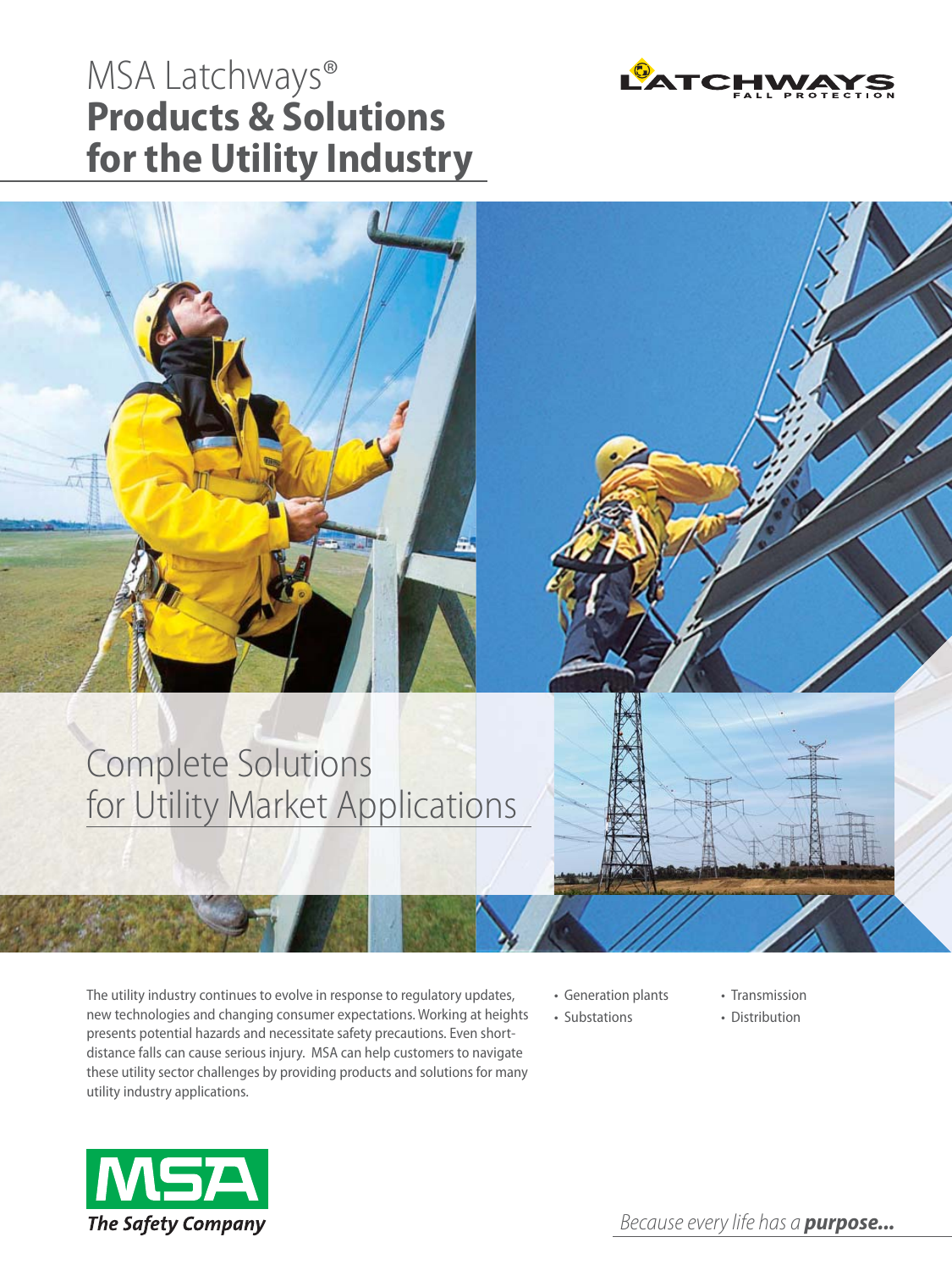# MSA Latchways®
# **Products & Solutions for the Utility Industry**

LATCHWAYS FALL PROTECTION

## Complete Solutions for Utility Market Applications

The utility industry continues to evolve in response to regulatory updates, new technologies and changing consumer expectations. Working at heights presents potential hazards and necessitate safety precautions. Even short-distance falls can cause serious injury. MSA can help customers to navigate these utility sector challenges by providing products and solutions for many utility industry applications.

- Generation plants
- Substations
- Transmission
- Distribution

MSA
**The Safety Company**

*Because every life has a* ***purpose...***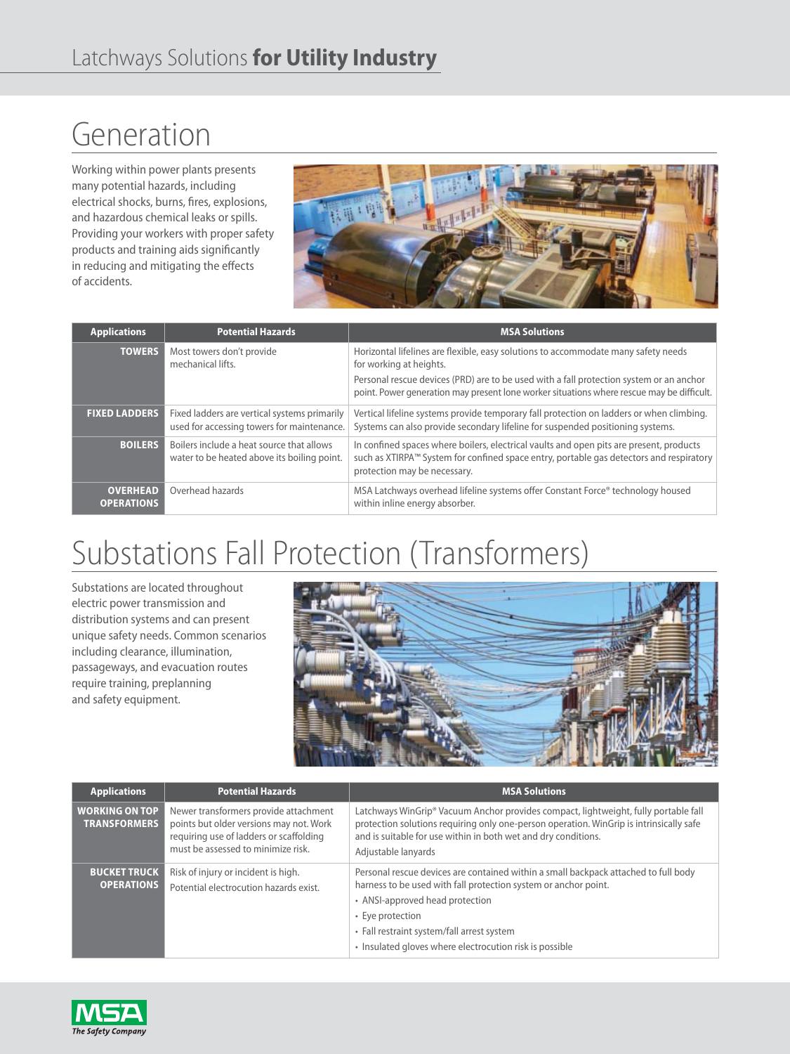Latchways Solutions **for Utility Industry**

# Generation

Working within power plants presents many potential hazards, including electrical shocks, burns, fires, explosions, and hazardous chemical leaks or spills. Providing your workers with proper safety products and training aids significantly in reducing and mitigating the effects of accidents.

| Applications | Potential Hazards | MSA Solutions |
|---|---|---|
| **TOWERS** | Most towers don't provide mechanical lifts. | Horizontal lifelines are flexible, easy solutions to accommodate many safety needs for working at heights.<br>Personal rescue devices (PRD) are to be used with a fall protection system or an anchor point. Power generation may present lone worker situations where rescue may be difficult. |
| **FIXED LADDERS** | Fixed ladders are vertical systems primarily used for accessing towers for maintenance. | Vertical lifeline systems provide temporary fall protection on ladders or when climbing. Systems can also provide secondary lifeline for suspended positioning systems. |
| **BOILERS** | Boilers include a heat source that allows water to be heated above its boiling point. | In confined spaces where boilers, electrical vaults and open pits are present, products such as XTIRPA™ System for confined space entry, portable gas detectors and respiratory protection may be necessary. |
| **OVERHEAD OPERATIONS** | Overhead hazards | MSA Latchways overhead lifeline systems offer Constant Force® technology housed within inline energy absorber. |

# Substations Fall Protection (Transformers)

Substations are located throughout electric power transmission and distribution systems and can present unique safety needs. Common scenarios including clearance, illumination, passageways, and evacuation routes require training, preplanning and safety equipment.

| Applications | Potential Hazards | MSA Solutions |
|---|---|---|
| **WORKING ON TOP TRANSFORMERS** | Newer transformers provide attachment points but older versions may not. Work requiring use of ladders or scaffolding must be assessed to minimize risk. | Latchways WinGrip® Vacuum Anchor provides compact, lightweight, fully portable fall protection solutions requiring only one-person operation. WinGrip is intrinsically safe and is suitable for use within in both wet and dry conditions.<br>Adjustable lanyards |
| **BUCKET TRUCK OPERATIONS** | Risk of injury or incident is high.<br>Potential electrocution hazards exist. | Personal rescue devices are contained within a small backpack attached to full body harness to be used with fall protection system or anchor point.<br>• ANSI-approved head protection<br>• Eye protection<br>• Fall restraint system/fall arrest system<br>• Insulated gloves where electrocution risk is possible |

MSA The Safety Company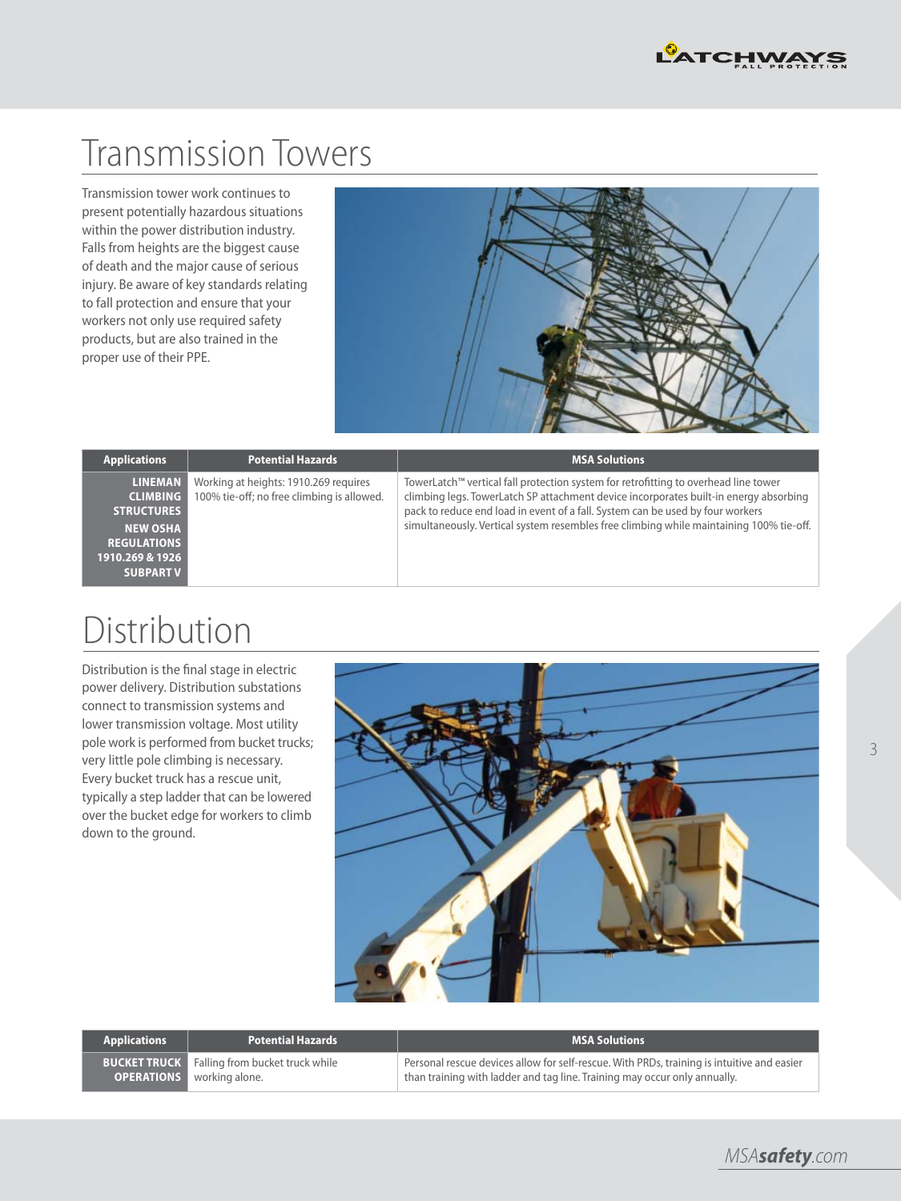# Transmission Towers

Transmission tower work continues to present potentially hazardous situations within the power distribution industry. Falls from heights are the biggest cause of death and the major cause of serious injury. Be aware of key standards relating to fall protection and ensure that your workers not only use required safety products, but are also trained in the proper use of their PPE.

| Applications | Potential Hazards | MSA Solutions |
| --- | --- | --- |
| **LINEMAN CLIMBING STRUCTURES** **NEW OSHA REGULATIONS 1910.269 & 1926 SUBPART V** | Working at heights: 1910.269 requires 100% tie-off; no free climbing is allowed. | TowerLatch™ vertical fall protection system for retrofitting to overhead line tower climbing legs. TowerLatch SP attachment device incorporates built-in energy absorbing pack to reduce end load in event of a fall. System can be used by four workers simultaneously. Vertical system resembles free climbing while maintaining 100% tie-off. |

# Distribution

Distribution is the final stage in electric power delivery. Distribution substations connect to transmission systems and lower transmission voltage. Most utility pole work is performed from bucket trucks; very little pole climbing is necessary. Every bucket truck has a rescue unit, typically a step ladder that can be lowered over the bucket edge for workers to climb down to the ground.

| Applications | Potential Hazards | MSA Solutions |
| --- | --- | --- |
| **BUCKET TRUCK OPERATIONS** | Falling from bucket truck while working alone. | Personal rescue devices allow for self-rescue. With PRDs, training is intuitive and easier than training with ladder and tag line. Training may occur only annually. |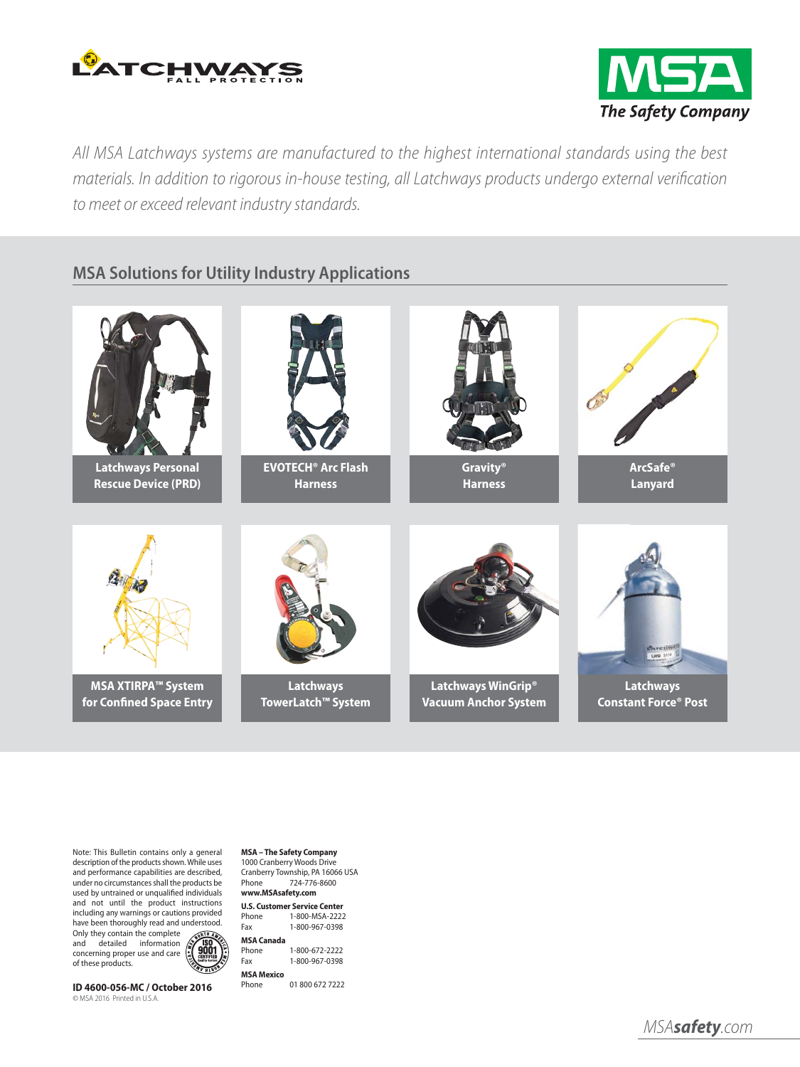*All MSA Latchways systems are manufactured to the highest international standards using the best materials. In addition to rigorous in-house testing, all Latchways products undergo external verification to meet or exceed relevant industry standards.*

## MSA Solutions for Utility Industry Applications

**Latchways Personal Rescue Device (PRD)**

**EVOTECH® Arc Flash Harness**

**Gravity® Harness**

**ArcSafe® Lanyard**

**MSA XTIRPA™ System for Confined Space Entry**

**Latchways TowerLatch™ System**

**Latchways WinGrip® Vacuum Anchor System**

**Latchways Constant Force® Post**

Note: This Bulletin contains only a general description of the products shown. While uses and performance capabilities are described, under no circumstances shall the products be used by untrained or unqualified individuals and not until the product instructions including any warnings or cautions provided have been thoroughly read and understood. Only they contain the complete and detailed information concerning proper use and care of these products.

**ID 4600-056-MC / October 2016**
© MSA 2016 Printed in U.S.A.

**MSA – The Safety Company**
1000 Cranberry Woods Drive
Cranberry Township, PA 16066 USA
Phone 724-776-8600
**www.MSAsafety.com**

**U.S. Customer Service Center**
Phone 1-800-MSA-2222
Fax 1-800-967-0398

**MSA Canada**
Phone 1-800-672-2222
Fax 1-800-967-0398

**MSA Mexico**
Phone 01 800 672 7222

MSA**safety**.com